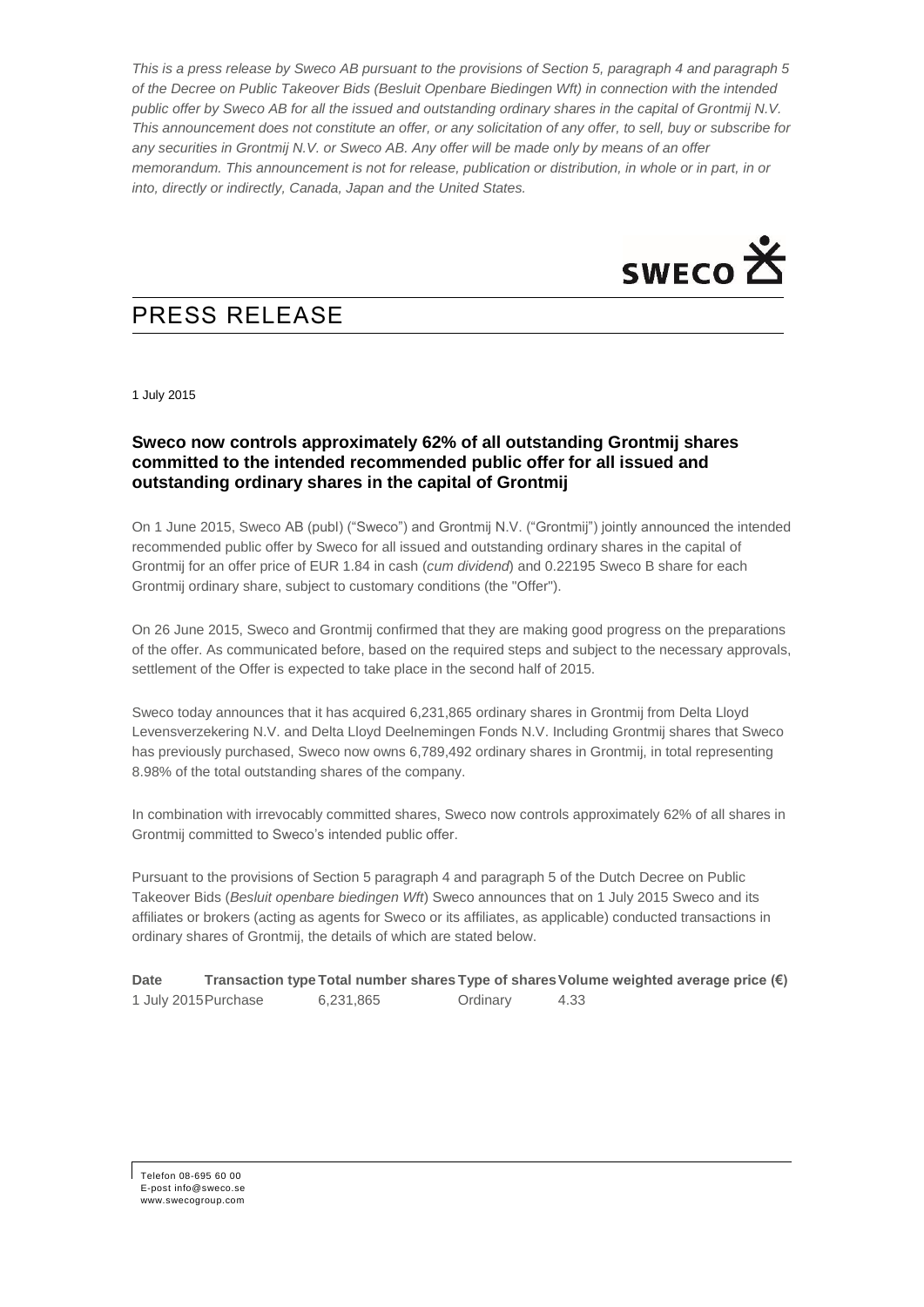*This is a press release by Sweco AB pursuant to the provisions of Section 5, paragraph 4 and paragraph 5 of the Decree on Public Takeover Bids (Besluit Openbare Biedingen Wft) in connection with the intended public offer by Sweco AB for all the issued and outstanding ordinary shares in the capital of Grontmij N.V. This announcement does not constitute an offer, or any solicitation of any offer, to sell, buy or subscribe for any securities in Grontmij N.V. or Sweco AB. Any offer will be made only by means of an offer memorandum. This announcement is not for release, publication or distribution, in whole or in part, in or into, directly or indirectly, Canada, Japan and the United States.*

SWECO

# PRESS RELEASE

1 July 2015

**Sweco now controls approximately 62% of all outstanding Grontmij shares committed to the intended recommended public offer for all issued and outstanding ordinary shares in the capital of Grontmij**

On 1 June 2015, Sweco AB (publ) ("Sweco") and Grontmij N.V. ("Grontmij") jointly announced the intended recommended public offer by Sweco for all issued and outstanding ordinary shares in the capital of Grontmij for an offer price of EUR 1.84 in cash (*cum dividend*) and 0.22195 Sweco B share for each Grontmij ordinary share, subject to customary conditions (the "Offer").

On 26 June 2015, Sweco and Grontmij confirmed that they are making good progress on the preparations of the offer. As communicated before, based on the required steps and subject to the necessary approvals, settlement of the Offer is expected to take place in the second half of 2015.

Sweco today announces that it has acquired 6,231,865 ordinary shares in Grontmij from Delta Lloyd Levensverzekering N.V. and Delta Lloyd Deelnemingen Fonds N.V. Including Grontmij shares that Sweco has previously purchased, Sweco now owns 6,789,492 ordinary shares in Grontmij, in total representing 8.98% of the total outstanding shares of the company.

In combination with irrevocably committed shares, Sweco now controls approximately 62% of all shares in Grontmij committed to Sweco's intended public offer.

Pursuant to the provisions of Section 5 paragraph 4 and paragraph 5 of the Dutch Decree on Public Takeover Bids (*Besluit openbare biedingen Wft*) Sweco announces that on 1 July 2015 Sweco and its affiliates or brokers (acting as agents for Sweco or its affiliates, as applicable) conducted transactions in ordinary shares of Grontmij, the details of which are stated below.

| Date | Transaction type | Total number shares | Type of shares | Volume weighted average price (€) |
|---|---|---|---|---|
| 1 July 2015 | Purchase | 6,231,865 | Ordinary | 4.33 |

Telefon 08-695 60 00
E-post info@sweco.se
www.swecogroup.com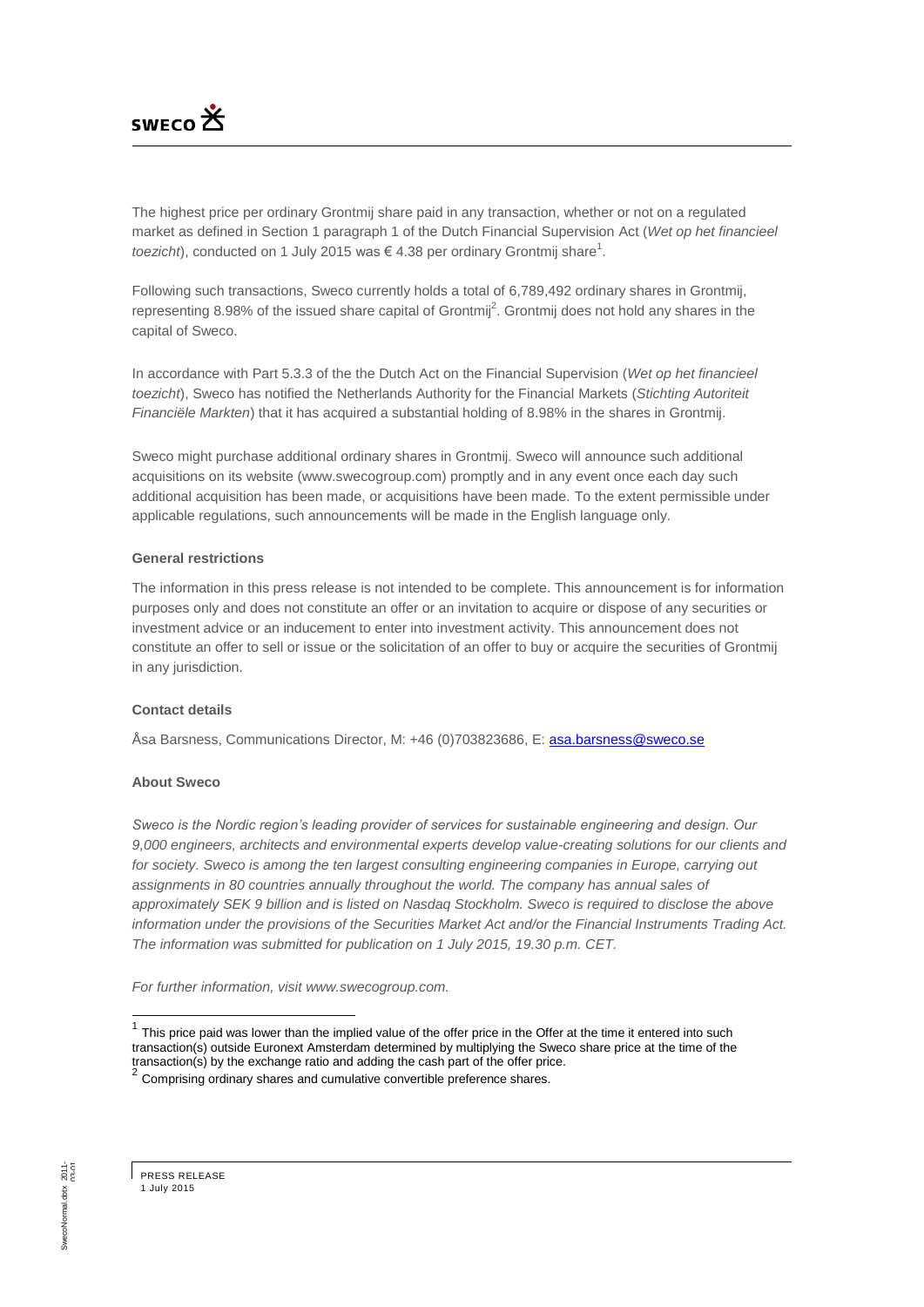The highest price per ordinary Grontmij share paid in any transaction, whether or not on a regulated market as defined in Section 1 paragraph 1 of the Dutch Financial Supervision Act (*Wet op het financieel toezicht*), conducted on 1 July 2015 was € 4.38 per ordinary Grontmij share[1].

Following such transactions, Sweco currently holds a total of 6,789,492 ordinary shares in Grontmij, representing 8.98% of the issued share capital of Grontmij[2]. Grontmij does not hold any shares in the capital of Sweco.

In accordance with Part 5.3.3 of the the Dutch Act on the Financial Supervision (*Wet op het financieel toezicht*), Sweco has notified the Netherlands Authority for the Financial Markets (*Stichting Autoriteit Financiële Markten*) that it has acquired a substantial holding of 8.98% in the shares in Grontmij.

Sweco might purchase additional ordinary shares in Grontmij. Sweco will announce such additional acquisitions on its website (www.swecogroup.com) promptly and in any event once each day such additional acquisition has been made, or acquisitions have been made. To the extent permissible under applicable regulations, such announcements will be made in the English language only.

**General restrictions**

The information in this press release is not intended to be complete. This announcement is for information purposes only and does not constitute an offer or an invitation to acquire or dispose of any securities or investment advice or an inducement to enter into investment activity. This announcement does not constitute an offer to sell or issue or the solicitation of an offer to buy or acquire the securities of Grontmij in any jurisdiction.

**Contact details**

Åsa Barsness, Communications Director, M: +46 (0)703823686, E: asa.barsness@sweco.se

**About Sweco**

*Sweco is the Nordic region's leading provider of services for sustainable engineering and design. Our 9,000 engineers, architects and environmental experts develop value-creating solutions for our clients and for society. Sweco is among the ten largest consulting engineering companies in Europe, carrying out assignments in 80 countries annually throughout the world. The company has annual sales of approximately SEK 9 billion and is listed on Nasdaq Stockholm. Sweco is required to disclose the above information under the provisions of the Securities Market Act and/or the Financial Instruments Trading Act. The information was submitted for publication on 1 July 2015, 19.30 p.m. CET.*

*For further information, visit www.swecogroup.com.*

---

[1] This price paid was lower than the implied value of the offer price in the Offer at the time it entered into such transaction(s) outside Euronext Amsterdam determined by multiplying the Sweco share price at the time of the transaction(s) by the exchange ratio and adding the cash part of the offer price.

[2] Comprising ordinary shares and cumulative convertible preference shares.